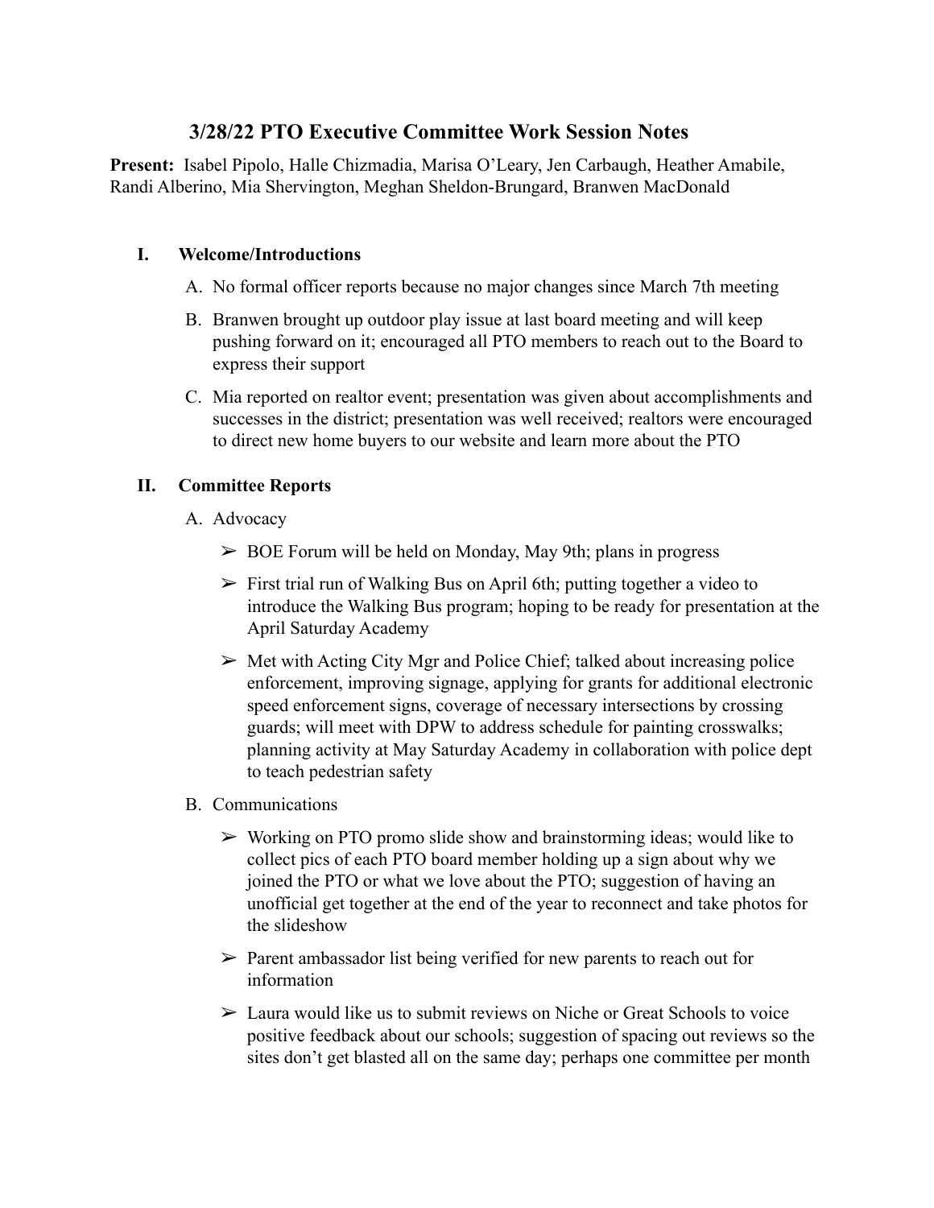# 3/28/22 PTO Executive Committee Work Session Notes

**Present:** Isabel Pipolo, Halle Chizmadia, Marisa O'Leary, Jen Carbaugh, Heather Amabile, Randi Alberino, Mia Shervington, Meghan Sheldon-Brungard, Branwen MacDonald

## I. Welcome/Introductions

A. No formal officer reports because no major changes since March 7th meeting

B. Branwen brought up outdoor play issue at last board meeting and will keep pushing forward on it; encouraged all PTO members to reach out to the Board to express their support

C. Mia reported on realtor event; presentation was given about accomplishments and successes in the district; presentation was well received; realtors were encouraged to direct new home buyers to our website and learn more about the PTO

## II. Committee Reports

A. Advocacy

- ➢ BOE Forum will be held on Monday, May 9th; plans in progress
- ➢ First trial run of Walking Bus on April 6th; putting together a video to introduce the Walking Bus program; hoping to be ready for presentation at the April Saturday Academy
- ➢ Met with Acting City Mgr and Police Chief; talked about increasing police enforcement, improving signage, applying for grants for additional electronic speed enforcement signs, coverage of necessary intersections by crossing guards; will meet with DPW to address schedule for painting crosswalks; planning activity at May Saturday Academy in collaboration with police dept to teach pedestrian safety

B. Communications

- ➢ Working on PTO promo slide show and brainstorming ideas; would like to collect pics of each PTO board member holding up a sign about why we joined the PTO or what we love about the PTO; suggestion of having an unofficial get together at the end of the year to reconnect and take photos for the slideshow
- ➢ Parent ambassador list being verified for new parents to reach out for information
- ➢ Laura would like us to submit reviews on Niche or Great Schools to voice positive feedback about our schools; suggestion of spacing out reviews so the sites don't get blasted all on the same day; perhaps one committee per month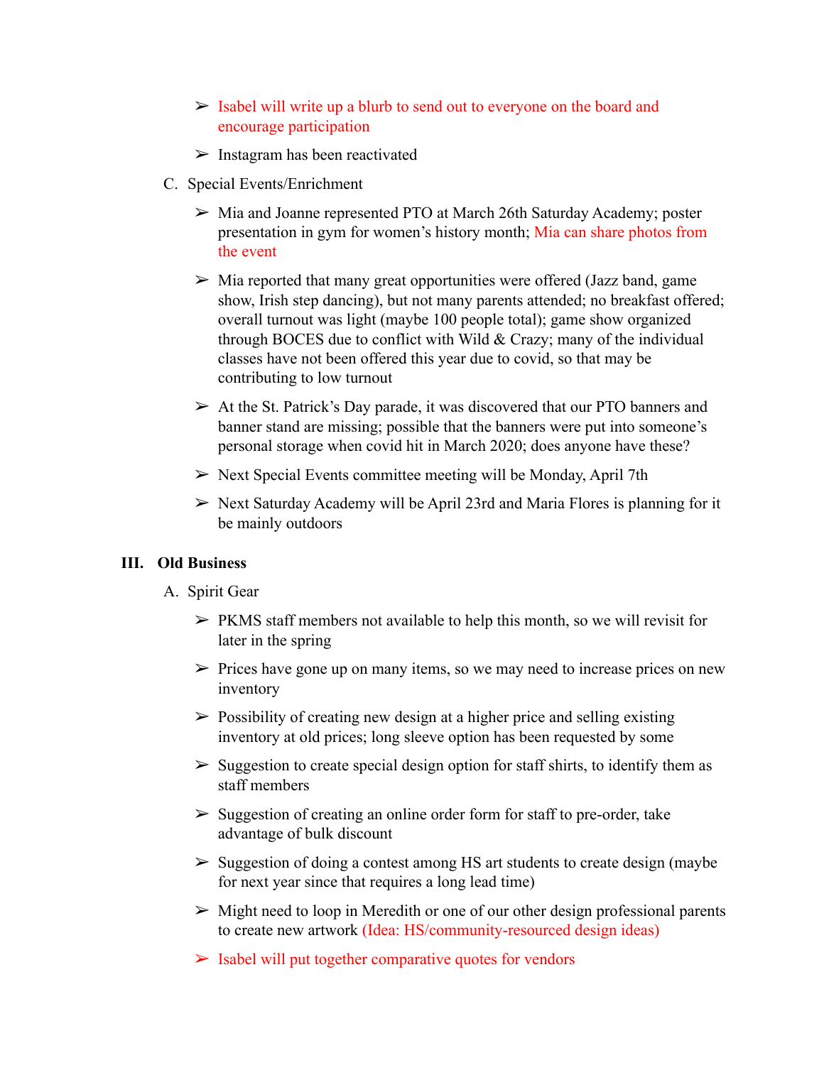- Isabel will write up a blurb to send out to everyone on the board and encourage participation
- Instagram has been reactivated

C. Special Events/Enrichment

- Mia and Joanne represented PTO at March 26th Saturday Academy; poster presentation in gym for women's history month; Mia can share photos from the event
- Mia reported that many great opportunities were offered (Jazz band, game show, Irish step dancing), but not many parents attended; no breakfast offered; overall turnout was light (maybe 100 people total); game show organized through BOCES due to conflict with Wild & Crazy; many of the individual classes have not been offered this year due to covid, so that may be contributing to low turnout
- At the St. Patrick's Day parade, it was discovered that our PTO banners and banner stand are missing; possible that the banners were put into someone's personal storage when covid hit in March 2020; does anyone have these?
- Next Special Events committee meeting will be Monday, April 7th
- Next Saturday Academy will be April 23rd and Maria Flores is planning for it be mainly outdoors

## III. Old Business

A. Spirit Gear

- PKMS staff members not available to help this month, so we will revisit for later in the spring
- Prices have gone up on many items, so we may need to increase prices on new inventory
- Possibility of creating new design at a higher price and selling existing inventory at old prices; long sleeve option has been requested by some
- Suggestion to create special design option for staff shirts, to identify them as staff members
- Suggestion of creating an online order form for staff to pre-order, take advantage of bulk discount
- Suggestion of doing a contest among HS art students to create design (maybe for next year since that requires a long lead time)
- Might need to loop in Meredith or one of our other design professional parents to create new artwork (Idea: HS/community-resourced design ideas)
- Isabel will put together comparative quotes for vendors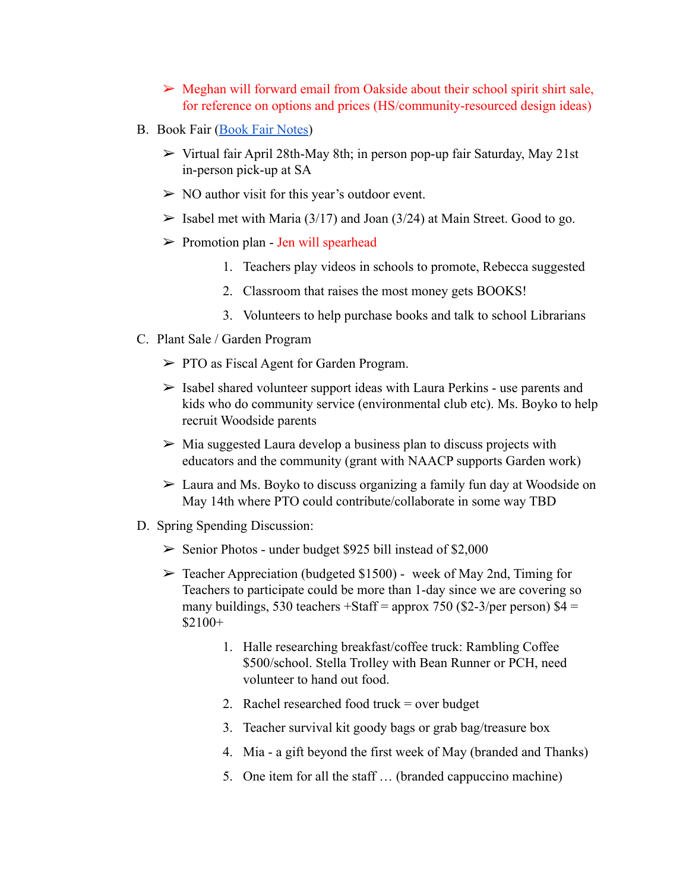- ➢ Meghan will forward email from Oakside about their school spirit shirt sale, for reference on options and prices (HS/community-resourced design ideas)

B. Book Fair (Book Fair Notes)

- ➢ Virtual fair April 28th-May 8th; in person pop-up fair Saturday, May 21st in-person pick-up at SA
- ➢ NO author visit for this year's outdoor event.
- ➢ Isabel met with Maria (3/17) and Joan (3/24) at Main Street. Good to go.
- ➢ Promotion plan - Jen will spearhead
  1. Teachers play videos in schools to promote, Rebecca suggested
  2. Classroom that raises the most money gets BOOKS!
  3. Volunteers to help purchase books and talk to school Librarians

C. Plant Sale / Garden Program

- ➢ PTO as Fiscal Agent for Garden Program.
- ➢ Isabel shared volunteer support ideas with Laura Perkins - use parents and kids who do community service (environmental club etc). Ms. Boyko to help recruit Woodside parents
- ➢ Mia suggested Laura develop a business plan to discuss projects with educators and the community (grant with NAACP supports Garden work)
- ➢ Laura and Ms. Boyko to discuss organizing a family fun day at Woodside on May 14th where PTO could contribute/collaborate in some way TBD

D. Spring Spending Discussion:

- ➢ Senior Photos - under budget $925 bill instead of $2,000
- ➢ Teacher Appreciation (budgeted $1500) - week of May 2nd, Timing for Teachers to participate could be more than 1-day since we are covering so many buildings, 530 teachers +Staff = approx 750 ($2-3/per person) $4 = $2100+
  1. Halle researching breakfast/coffee truck: Rambling Coffee $500/school. Stella Trolley with Bean Runner or PCH, need volunteer to hand out food.
  2. Rachel researched food truck = over budget
  3. Teacher survival kit goody bags or grab bag/treasure box
  4. Mia - a gift beyond the first week of May (branded and Thanks)
  5. One item for all the staff … (branded cappuccino machine)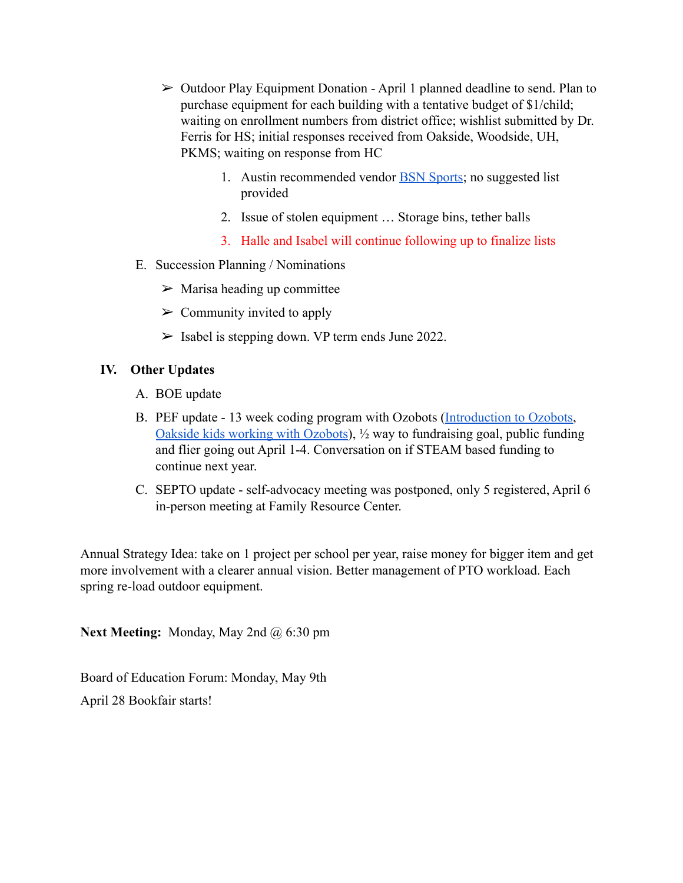- ➢ Outdoor Play Equipment Donation - April 1 planned deadline to send. Plan to purchase equipment for each building with a tentative budget of $1/child; waiting on enrollment numbers from district office; wishlist submitted by Dr. Ferris for HS; initial responses received from Oakside, Woodside, UH, PKMS; waiting on response from HC

    1. Austin recommended vendor [BSN Sports](); no suggested list provided
    2. Issue of stolen equipment … Storage bins, tether balls
    3. Halle and Isabel will continue following up to finalize lists

E. Succession Planning / Nominations

- ➢ Marisa heading up committee
- ➢ Community invited to apply
- ➢ Isabel is stepping down. VP term ends June 2022.

## IV. Other Updates

A. BOE update

B. PEF update - 13 week coding program with Ozobots ([Introduction to Ozobots](), [Oakside kids working with Ozobots]()), ½ way to fundraising goal, public funding and flier going out April 1-4. Conversation on if STEAM based funding to continue next year.

C. SEPTO update - self-advocacy meeting was postponed, only 5 registered, April 6 in-person meeting at Family Resource Center.

Annual Strategy Idea: take on 1 project per school per year, raise money for bigger item and get more involvement with a clearer annual vision. Better management of PTO workload. Each spring re-load outdoor equipment.

**Next Meeting:** Monday, May 2nd @ 6:30 pm

Board of Education Forum: Monday, May 9th

April 28 Bookfair starts!